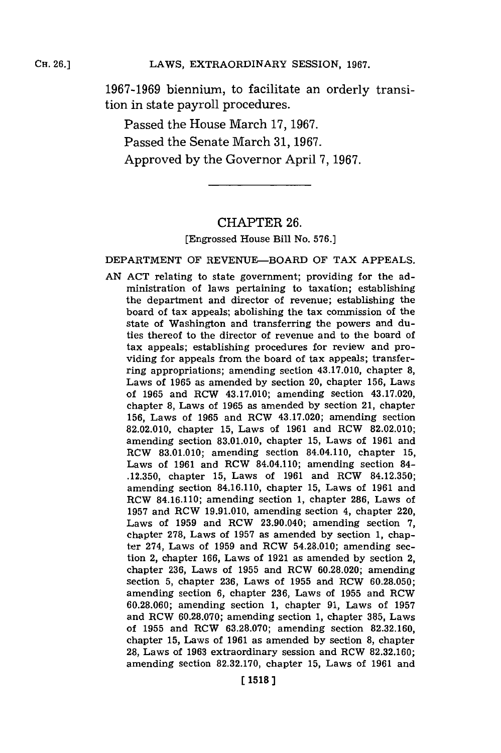1967-1969 biennium, to facilitate an orderly transition in state payroll procedures.

Passed the House March 17, 1967.

Passed the Senate March 31, 1967.

Approved by the Governor April 7, 1967.

---

## CHAPTER 26.

[Engrossed House Bill No. 576.]

### DEPARTMENT OF REVENUE—BOARD OF TAX APPEALS.

AN ACT relating to state government; providing for the administration of laws pertaining to taxation; establishing the department and director of revenue; establishing the board of tax appeals; abolishing the tax commission of the state of Washington and transferring the powers and duties thereof to the director of revenue and to the board of tax appeals; establishing procedures for review and providing for appeals from the board of tax appeals; transferring appropriations; amending section 43.17.010, chapter 8, Laws of 1965 as amended by section 20, chapter 156, Laws of 1965 and RCW 43.17.010; amending section 43.17.020, chapter 8, Laws of 1965 as amended by section 21, chapter 156, Laws of 1965 and RCW 43.17.020; amending section 82.02.010, chapter 15, Laws of 1961 and RCW 82.02.010; amending section 83.01.010, chapter 15, Laws of 1961 and RCW 83.01.010; amending section 84.04.110, chapter 15, Laws of 1961 and RCW 84.04.110; amending section 84-.12.350, chapter 15, Laws of 1961 and RCW 84.12.350; amending section 84.16.110, chapter 15, Laws of 1961 and RCW 84.16.110; amending section 1, chapter 286, Laws of 1957 and RCW 19.91.010, amending section 4, chapter 220, Laws of 1959 and RCW 23.90.040; amending section 7, chapter 278, Laws of 1957 as amended by section 1, chapter 274, Laws of 1959 and RCW 54.28.010; amending section 2, chapter 166, Laws of 1921 as amended by section 2, chapter 236, Laws of 1955 and RCW 60.28.020; amending section 5, chapter 236, Laws of 1955 and RCW 60.28.050; amending section 6, chapter 236, Laws of 1955 and RCW 60.28.060; amending section 1, chapter 91, Laws of 1957 and RCW 60.28.070; amending section 1, chapter 385, Laws of 1955 and RCW 63.28.070; amending section 82.32.160, chapter 15, Laws of 1961 as amended by section 8, chapter 28, Laws of 1963 extraordinary session and RCW 82.32.160; amending section 82.32.170, chapter 15, Laws of 1961 and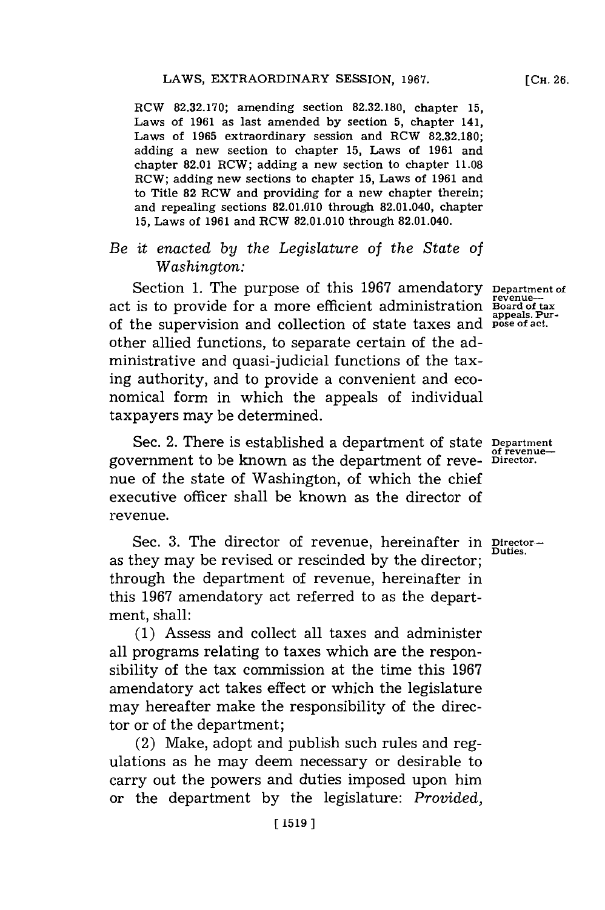RCW 82.32.170; amending section 82.32.180, chapter 15, Laws of 1961 as last amended by section 5, chapter 141, Laws of 1965 extraordinary session and RCW 82.32.180; adding a new section to chapter 15, Laws of 1961 and chapter 82.01 RCW; adding a new section to chapter 11.08 RCW; adding new sections to chapter 15, Laws of 1961 and to Title 82 RCW and providing for a new chapter therein; and repealing sections 82.01.010 through 82.01.040, chapter 15, Laws of 1961 and RCW 82.01.010 through 82.01.040.

*Be it enacted by the Legislature of the State of Washington:*

Department of revenue—Board of tax appeals. Purpose of act.

Section 1. The purpose of this 1967 amendatory act is to provide for a more efficient administration of the supervision and collection of state taxes and other allied functions, to separate certain of the administrative and quasi-judicial functions of the taxing authority, and to provide a convenient and economical form in which the appeals of individual taxpayers may be determined.

Department of revenue—Director.

Sec. 2. There is established a department of state government to be known as the department of revenue of the state of Washington, of which the chief executive officer shall be known as the director of revenue.

Director—Duties.

Sec. 3. The director of revenue, hereinafter in as they may be revised or rescinded by the director; through the department of revenue, hereinafter in this 1967 amendatory act referred to as the department, shall:

(1) Assess and collect all taxes and administer all programs relating to taxes which are the responsibility of the tax commission at the time this 1967 amendatory act takes effect or which the legislature may hereafter make the responsibility of the director or of the department;

(2) Make, adopt and publish such rules and regulations as he may deem necessary or desirable to carry out the powers and duties imposed upon him or the department by the legislature: *Provided,*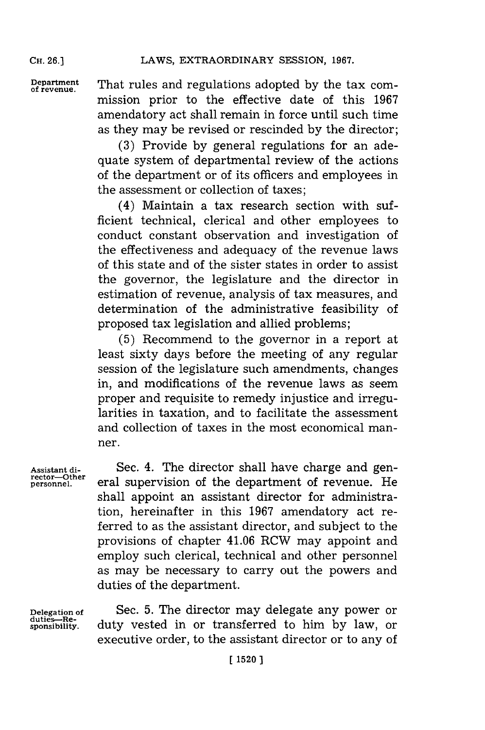**Department of revenue.**

That rules and regulations adopted by the tax commission prior to the effective date of this 1967 amendatory act shall remain in force until such time as they may be revised or rescinded by the director;

(3) Provide by general regulations for an adequate system of departmental review of the actions of the department or of its officers and employees in the assessment or collection of taxes;

(4) Maintain a tax research section with sufficient technical, clerical and other employees to conduct constant observation and investigation of the effectiveness and adequacy of the revenue laws of this state and of the sister states in order to assist the governor, the legislature and the director in estimation of revenue, analysis of tax measures, and determination of the administrative feasibility of proposed tax legislation and allied problems;

(5) Recommend to the governor in a report at least sixty days before the meeting of any regular session of the legislature such amendments, changes in, and modifications of the revenue laws as seem proper and requisite to remedy injustice and irregularities in taxation, and to facilitate the assessment and collection of taxes in the most economical manner.

**Assistant director—Other personnel.**

Sec. 4. The director shall have charge and general supervision of the department of revenue. He shall appoint an assistant director for administration, hereinafter in this 1967 amendatory act referred to as the assistant director, and subject to the provisions of chapter 41.06 RCW may appoint and employ such clerical, technical and other personnel as may be necessary to carry out the powers and duties of the department.

**Delegation of duties—Responsibility.**

Sec. 5. The director may delegate any power or duty vested in or transferred to him by law, or executive order, to the assistant director or to any of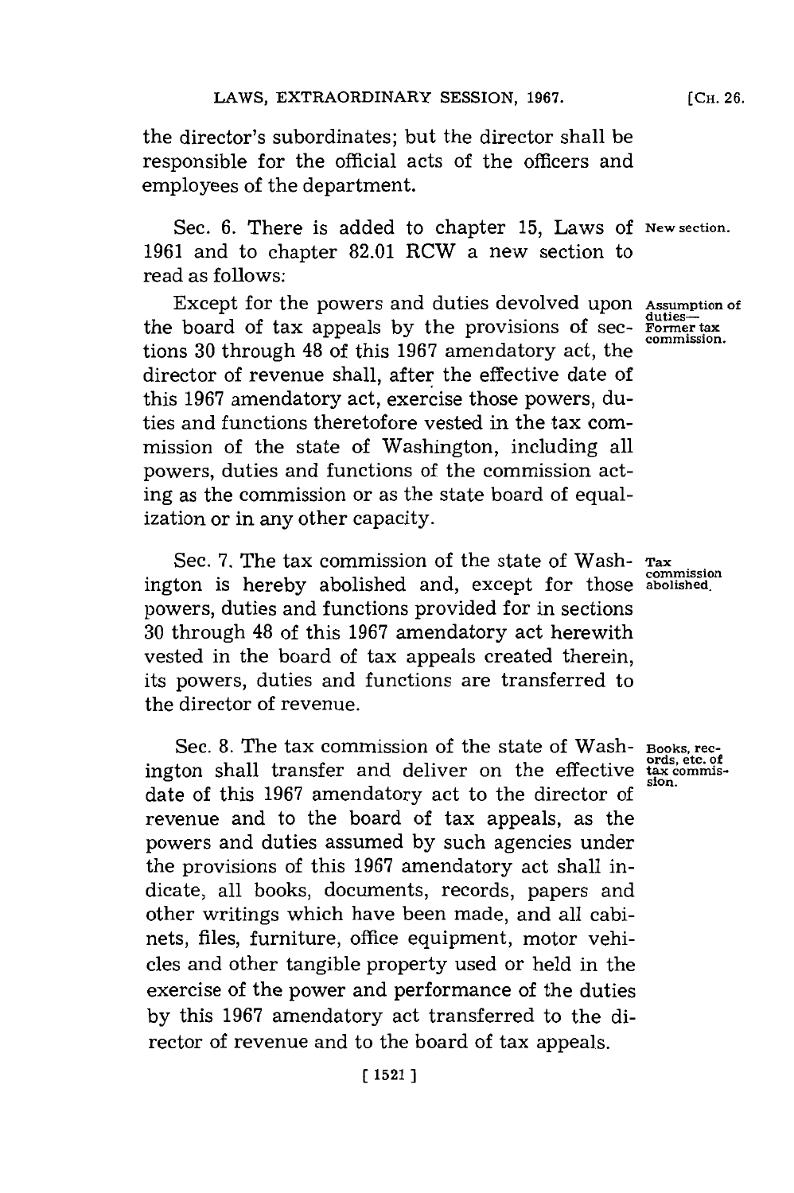the director's subordinates; but the director shall be responsible for the official acts of the officers and employees of the department.

Sec. 6. There is added to chapter 15, Laws of 1961 and to chapter 82.01 RCW a new section to read as follows: **New section.**

Except for the powers and duties devolved upon the board of tax appeals by the provisions of sections 30 through 48 of this 1967 amendatory act, the director of revenue shall, after the effective date of this 1967 amendatory act, exercise those powers, duties and functions theretofore vested in the tax commission of the state of Washington, including all powers, duties and functions of the commission acting as the commission or as the state board of equalization or in any other capacity. **Assumption of duties—Former tax commission.**

Sec. 7. The tax commission of the state of Washington is hereby abolished and, except for those powers, duties and functions provided for in sections 30 through 48 of this 1967 amendatory act herewith vested in the board of tax appeals created therein, its powers, duties and functions are transferred to the director of revenue. **Tax commission abolished.**

Sec. 8. The tax commission of the state of Washington shall transfer and deliver on the effective date of this 1967 amendatory act to the director of revenue and to the board of tax appeals, as the powers and duties assumed by such agencies under the provisions of this 1967 amendatory act shall indicate, all books, documents, records, papers and other writings which have been made, and all cabinets, files, furniture, office equipment, motor vehicles and other tangible property used or held in the exercise of the power and performance of the duties by this 1967 amendatory act transferred to the director of revenue and to the board of tax appeals. **Books, records, etc. of tax commission.**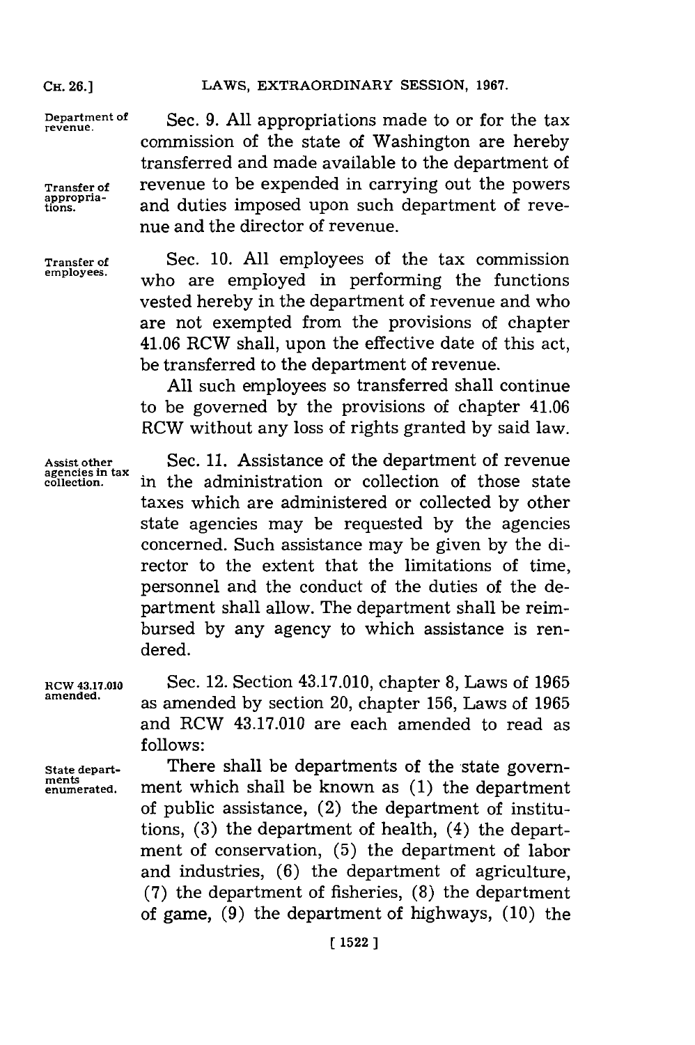**Department of revenue.**

**Transfer of appropriations.**

Sec. 9. All appropriations made to or for the tax commission of the state of Washington are hereby transferred and made available to the department of revenue to be expended in carrying out the powers and duties imposed upon such department of revenue and the director of revenue.

**Transfer of employees.**

Sec. 10. All employees of the tax commission who are employed in performing the functions vested hereby in the department of revenue and who are not exempted from the provisions of chapter 41.06 RCW shall, upon the effective date of this act, be transferred to the department of revenue.

All such employees so transferred shall continue to be governed by the provisions of chapter 41.06 RCW without any loss of rights granted by said law.

**Assist other agencies in tax collection.**

Sec. 11. Assistance of the department of revenue in the administration or collection of those state taxes which are administered or collected by other state agencies may be requested by the agencies concerned. Such assistance may be given by the director to the extent that the limitations of time, personnel and the conduct of the duties of the department shall allow. The department shall be reimbursed by any agency to which assistance is rendered.

**RCW 43.17.010 amended.**

Sec. 12. Section 43.17.010, chapter 8, Laws of 1965 as amended by section 20, chapter 156, Laws of 1965 and RCW 43.17.010 are each amended to read as follows:

**State departments enumerated.**

There shall be departments of the state government which shall be known as (1) the department of public assistance, (2) the department of institutions, (3) the department of health, (4) the department of conservation, (5) the department of labor and industries, (6) the department of agriculture, (7) the department of fisheries, (8) the department of game, (9) the department of highways, (10) the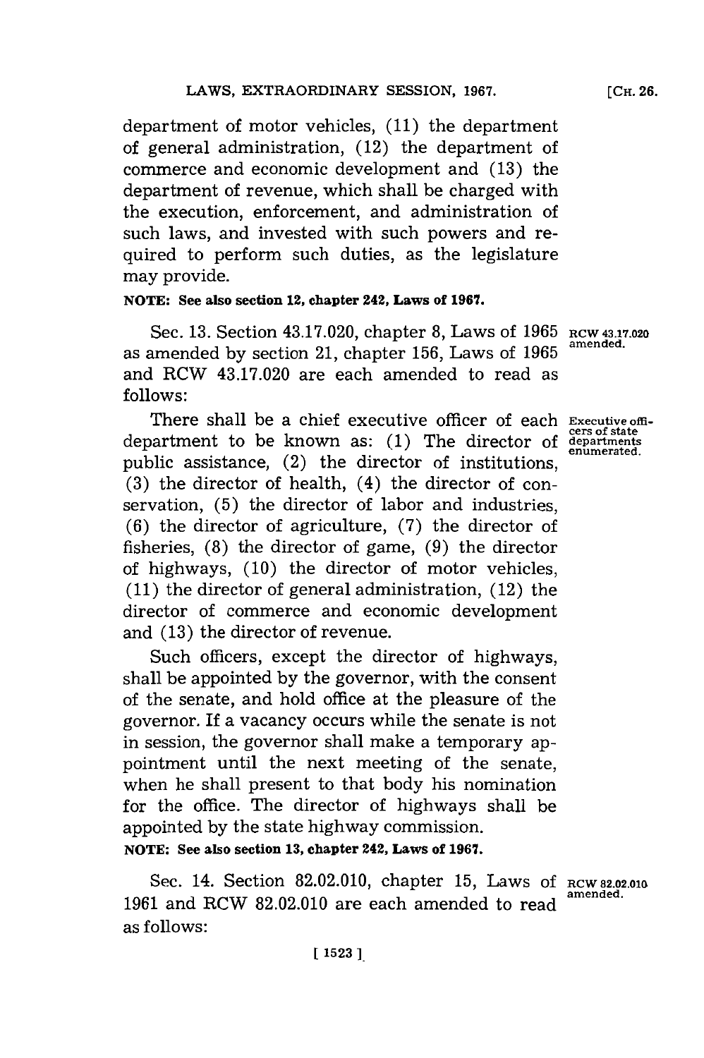department of motor vehicles, (11) the department of general administration, (12) the department of commerce and economic development and (13) the department of revenue, which shall be charged with the execution, enforcement, and administration of such laws, and invested with such powers and required to perform such duties, as the legislature may provide.

**NOTE: See also section 12, chapter 242, Laws of 1967.**

Sec. 13. Section 43.17.020, chapter 8, Laws of 1965 as amended by section 21, chapter 156, Laws of 1965 and RCW 43.17.020 are each amended to read as follows:

**RCW 43.17.020 amended.**

There shall be a chief executive officer of each department to be known as: (1) The director of public assistance, (2) the director of institutions, (3) the director of health, (4) the director of conservation, (5) the director of labor and industries, (6) the director of agriculture, (7) the director of fisheries, (8) the director of game, (9) the director of highways, (10) the director of motor vehicles, (11) the director of general administration, (12) the director of commerce and economic development and (13) the director of revenue.

**Executive officers of state departments enumerated.**

Such officers, except the director of highways, shall be appointed by the governor, with the consent of the senate, and hold office at the pleasure of the governor. If a vacancy occurs while the senate is not in session, the governor shall make a temporary appointment until the next meeting of the senate, when he shall present to that body his nomination for the office. The director of highways shall be appointed by the state highway commission.

**NOTE: See also section 13, chapter 242, Laws of 1967.**

Sec. 14. Section 82.02.010, chapter 15, Laws of 1961 and RCW 82.02.010 are each amended to read as follows:

**RCW 82.02.010 amended.**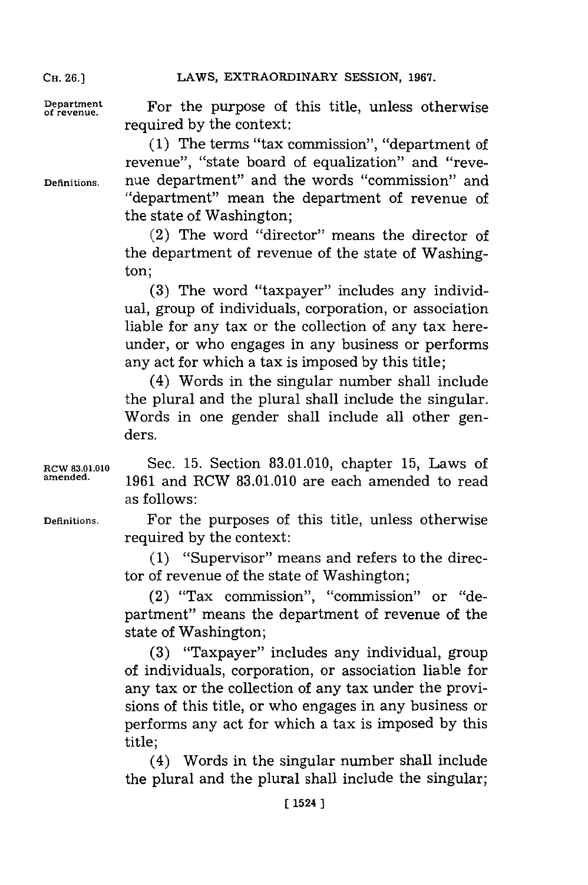Department of revenue.

For the purpose of this title, unless otherwise required by the context:

Definitions.

(1) The terms "tax commission", "department of revenue", "state board of equalization" and "revenue department" and the words "commission" and "department" mean the department of revenue of the state of Washington;

(2) The word "director" means the director of the department of revenue of the state of Washington;

(3) The word "taxpayer" includes any individual, group of individuals, corporation, or association liable for any tax or the collection of any tax hereunder, or who engages in any business or performs any act for which a tax is imposed by this title;

(4) Words in the singular number shall include the plural and the plural shall include the singular. Words in one gender shall include all other genders.

RCW 83.01.010 amended.

Sec. 15. Section 83.01.010, chapter 15, Laws of 1961 and RCW 83.01.010 are each amended to read as follows:

Definitions.

For the purposes of this title, unless otherwise required by the context:

(1) "Supervisor" means and refers to the director of revenue of the state of Washington;

(2) "Tax commission", "commission" or "department" means the department of revenue of the state of Washington;

(3) "Taxpayer" includes any individual, group of individuals, corporation, or association liable for any tax or the collection of any tax under the provisions of this title, or who engages in any business or performs any act for which a tax is imposed by this title;

(4) Words in the singular number shall include the plural and the plural shall include the singular;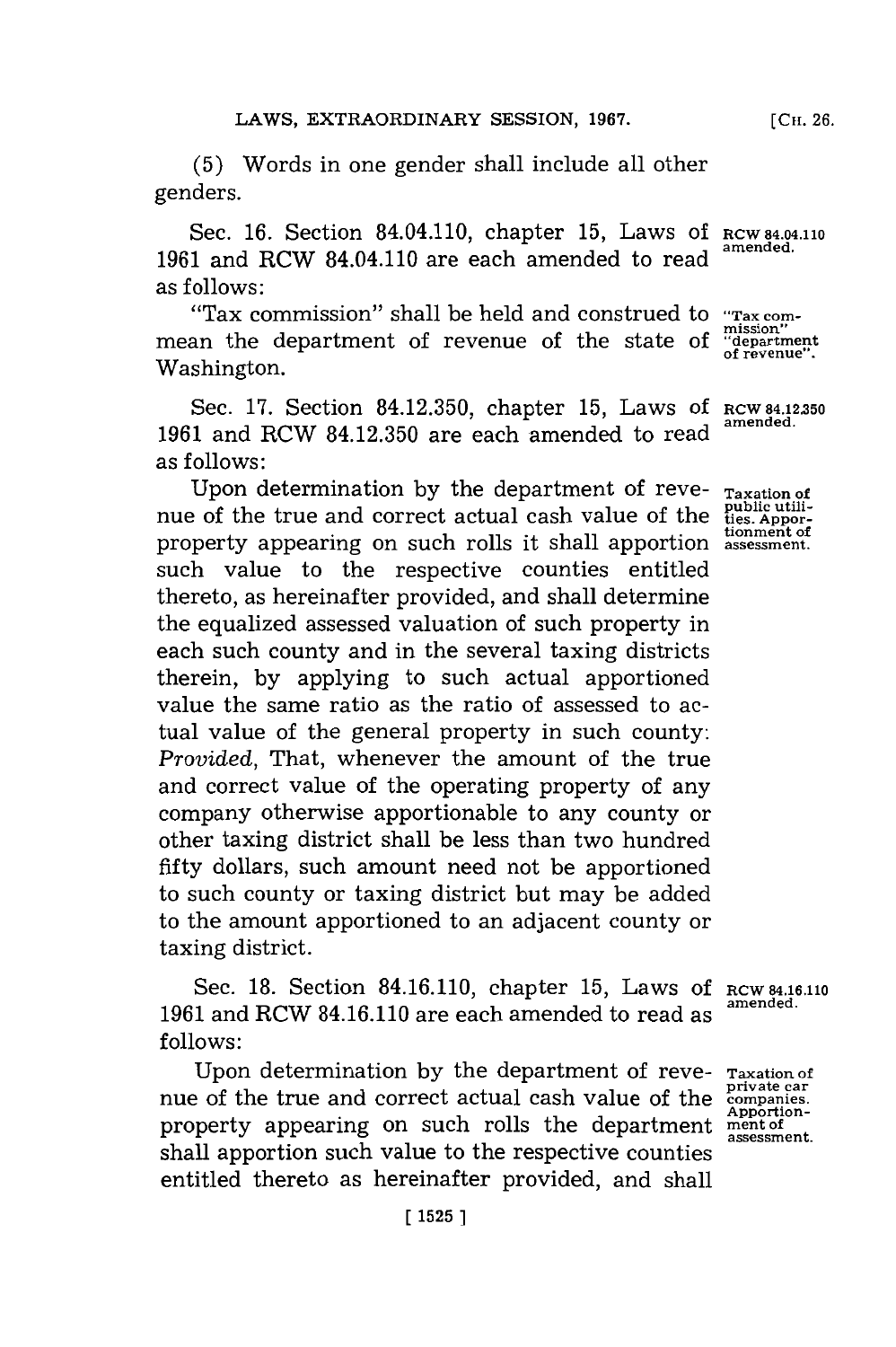(5) Words in one gender shall include all other genders.

Sec. 16. Section 84.04.110, chapter 15, Laws of 1961 and RCW 84.04.110 are each amended to read as follows:

RCW 84.04.110 amended.

"Tax commission" shall be held and construed to mean the department of revenue of the state of Washington.

"Tax commission" "department of revenue".

Sec. 17. Section 84.12.350, chapter 15, Laws of 1961 and RCW 84.12.350 are each amended to read as follows:

RCW 84.12.350 amended.

Upon determination by the department of revenue of the true and correct actual cash value of the property appearing on such rolls it shall apportion such value to the respective counties entitled thereto, as hereinafter provided, and shall determine the equalized assessed valuation of such property in each such county and in the several taxing districts therein, by applying to such actual apportioned value the same ratio as the ratio of assessed to actual value of the general property in such county: *Provided*, That, whenever the amount of the true and correct value of the operating property of any company otherwise apportionable to any county or other taxing district shall be less than two hundred fifty dollars, such amount need not be apportioned to such county or taxing district but may be added to the amount apportioned to an adjacent county or taxing district.

Taxation of public utilities. Apportionment of assessment.

Sec. 18. Section 84.16.110, chapter 15, Laws of 1961 and RCW 84.16.110 are each amended to read as follows:

RCW 84.16.110 amended.

Upon determination by the department of revenue of the true and correct actual cash value of the property appearing on such rolls the department shall apportion such value to the respective counties entitled thereto as hereinafter provided, and shall

Taxation of private car companies. Apportionment of assessment.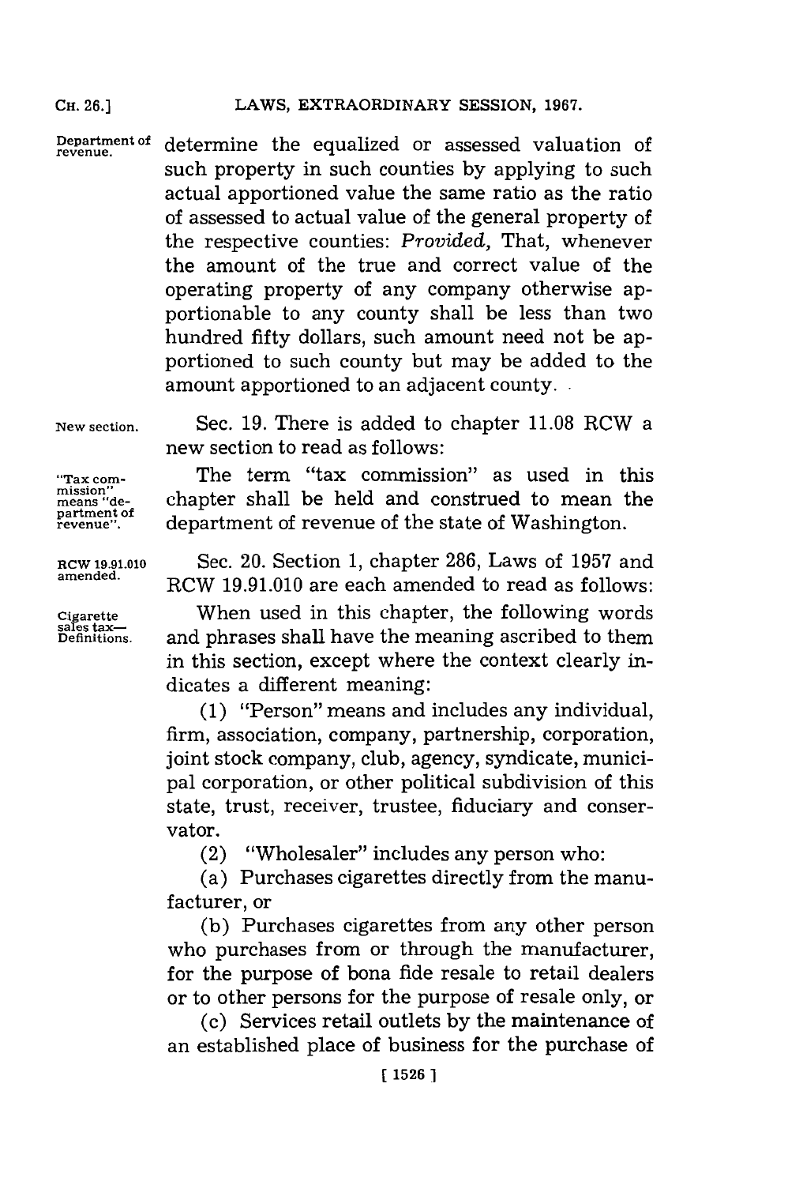Department of revenue.

determine the equalized or assessed valuation of such property in such counties by applying to such actual apportioned value the same ratio as the ratio of assessed to actual value of the general property of the respective counties: *Provided*, That, whenever the amount of the true and correct value of the operating property of any company otherwise apportionable to any county shall be less than two hundred fifty dollars, such amount need not be apportioned to such county but may be added to the amount apportioned to an adjacent county.

New section.

Sec. 19. There is added to chapter 11.08 RCW a new section to read as follows:

"Tax commission" means "department of revenue".

The term "tax commission" as used in this chapter shall be held and construed to mean the department of revenue of the state of Washington.

RCW 19.91.010 amended.

Sec. 20. Section 1, chapter 286, Laws of 1957 and RCW 19.91.010 are each amended to read as follows:

Cigarette sales tax—Definitions.

When used in this chapter, the following words and phrases shall have the meaning ascribed to them in this section, except where the context clearly indicates a different meaning:

(1) "Person" means and includes any individual, firm, association, company, partnership, corporation, joint stock company, club, agency, syndicate, municipal corporation, or other political subdivision of this state, trust, receiver, trustee, fiduciary and conservator.

(2) "Wholesaler" includes any person who:

(a) Purchases cigarettes directly from the manufacturer, or

(b) Purchases cigarettes from any other person who purchases from or through the manufacturer, for the purpose of bona fide resale to retail dealers or to other persons for the purpose of resale only, or

(c) Services retail outlets by the maintenance of an established place of business for the purchase of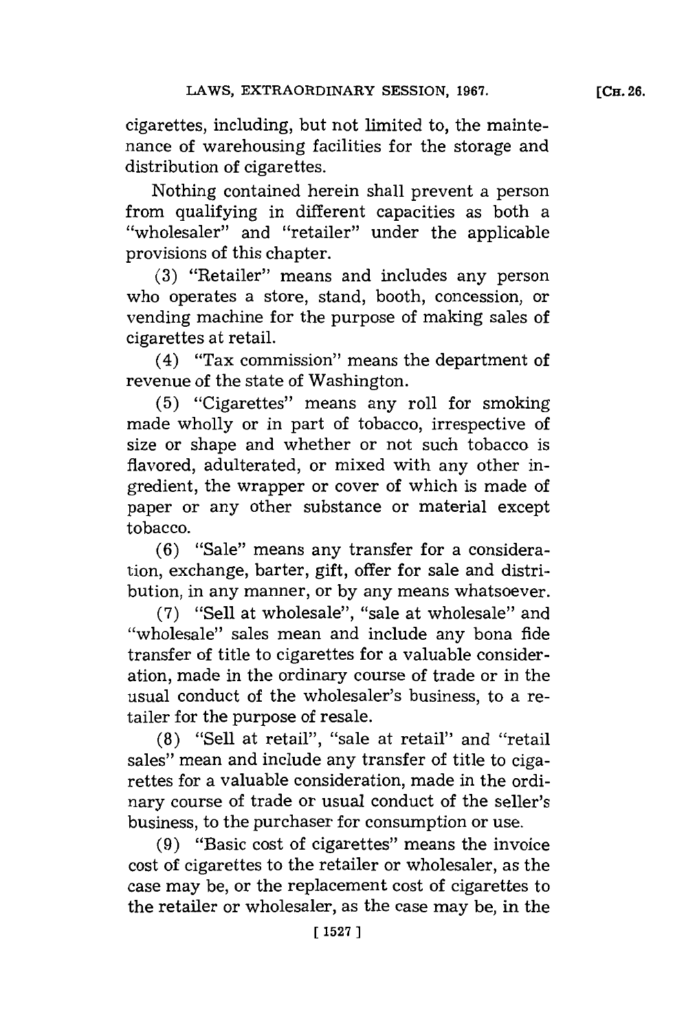cigarettes, including, but not limited to, the maintenance of warehousing facilities for the storage and distribution of cigarettes.

Nothing contained herein shall prevent a person from qualifying in different capacities as both a "wholesaler" and "retailer" under the applicable provisions of this chapter.

(3) "Retailer" means and includes any person who operates a store, stand, booth, concession, or vending machine for the purpose of making sales of cigarettes at retail.

(4) "Tax commission" means the department of revenue of the state of Washington.

(5) "Cigarettes" means any roll for smoking made wholly or in part of tobacco, irrespective of size or shape and whether or not such tobacco is flavored, adulterated, or mixed with any other ingredient, the wrapper or cover of which is made of paper or any other substance or material except tobacco.

(6) "Sale" means any transfer for a consideration, exchange, barter, gift, offer for sale and distribution, in any manner, or by any means whatsoever.

(7) "Sell at wholesale", "sale at wholesale" and "wholesale" sales mean and include any bona fide transfer of title to cigarettes for a valuable consideration, made in the ordinary course of trade or in the usual conduct of the wholesaler's business, to a retailer for the purpose of resale.

(8) "Sell at retail", "sale at retail" and "retail sales" mean and include any transfer of title to cigarettes for a valuable consideration, made in the ordinary course of trade or usual conduct of the seller's business, to the purchaser for consumption or use.

(9) "Basic cost of cigarettes" means the invoice cost of cigarettes to the retailer or wholesaler, as the case may be, or the replacement cost of cigarettes to the retailer or wholesaler, as the case may be, in the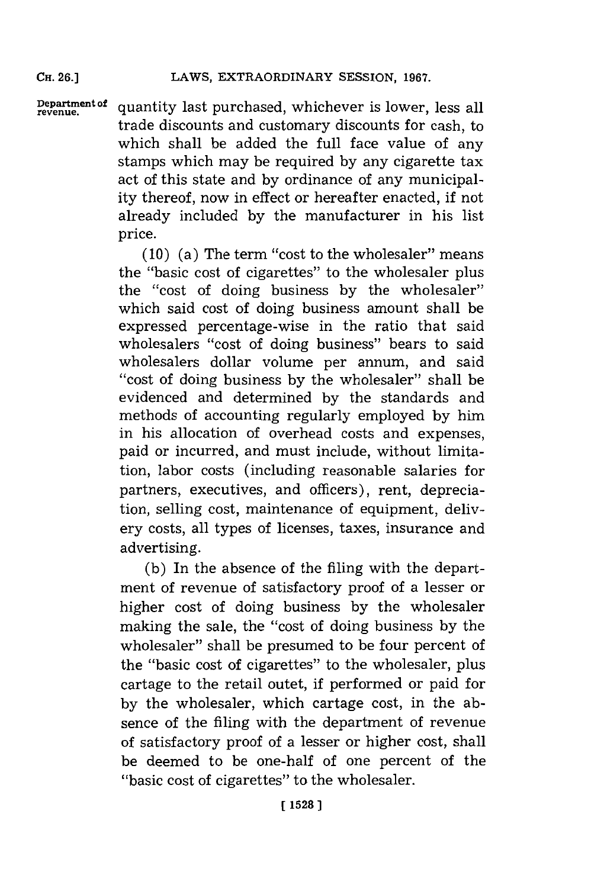Department of revenue.

quantity last purchased, whichever is lower, less all trade discounts and customary discounts for cash, to which shall be added the full face value of any stamps which may be required by any cigarette tax act of this state and by ordinance of any municipality thereof, now in effect or hereafter enacted, if not already included by the manufacturer in his list price.

(10) (a) The term "cost to the wholesaler" means the "basic cost of cigarettes" to the wholesaler plus the "cost of doing business by the wholesaler" which said cost of doing business amount shall be expressed percentage-wise in the ratio that said wholesalers "cost of doing business" bears to said wholesalers dollar volume per annum, and said "cost of doing business by the wholesaler" shall be evidenced and determined by the standards and methods of accounting regularly employed by him in his allocation of overhead costs and expenses, paid or incurred, and must include, without limitation, labor costs (including reasonable salaries for partners, executives, and officers), rent, depreciation, selling cost, maintenance of equipment, delivery costs, all types of licenses, taxes, insurance and advertising.

(b) In the absence of the filing with the department of revenue of satisfactory proof of a lesser or higher cost of doing business by the wholesaler making the sale, the "cost of doing business by the wholesaler" shall be presumed to be four percent of the "basic cost of cigarettes" to the wholesaler, plus cartage to the retail outet, if performed or paid for by the wholesaler, which cartage cost, in the absence of the filing with the department of revenue of satisfactory proof of a lesser or higher cost, shall be deemed to be one-half of one percent of the "basic cost of cigarettes" to the wholesaler.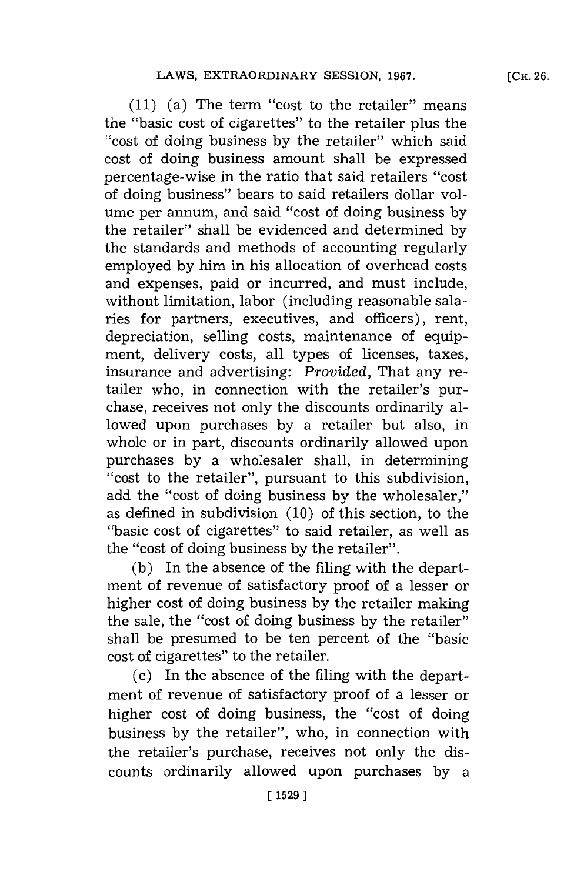(11) (a) The term "cost to the retailer" means the "basic cost of cigarettes" to the retailer plus the "cost of doing business by the retailer" which said cost of doing business amount shall be expressed percentage-wise in the ratio that said retailers "cost of doing business" bears to said retailers dollar volume per annum, and said "cost of doing business by the retailer" shall be evidenced and determined by the standards and methods of accounting regularly employed by him in his allocation of overhead costs and expenses, paid or incurred, and must include, without limitation, labor (including reasonable salaries for partners, executives, and officers), rent, depreciation, selling costs, maintenance of equipment, delivery costs, all types of licenses, taxes, insurance and advertising: *Provided,* That any retailer who, in connection with the retailer's purchase, receives not only the discounts ordinarily allowed upon purchases by a retailer but also, in whole or in part, discounts ordinarily allowed upon purchases by a wholesaler shall, in determining "cost to the retailer", pursuant to this subdivision, add the "cost of doing business by the wholesaler," as defined in subdivision (10) of this section, to the "basic cost of cigarettes" to said retailer, as well as the "cost of doing business by the retailer".

(b) In the absence of the filing with the department of revenue of satisfactory proof of a lesser or higher cost of doing business by the retailer making the sale, the "cost of doing business by the retailer" shall be presumed to be ten percent of the "basic cost of cigarettes" to the retailer.

(c) In the absence of the filing with the department of revenue of satisfactory proof of a lesser or higher cost of doing business, the "cost of doing business by the retailer", who, in connection with the retailer's purchase, receives not only the discounts ordinarily allowed upon purchases by a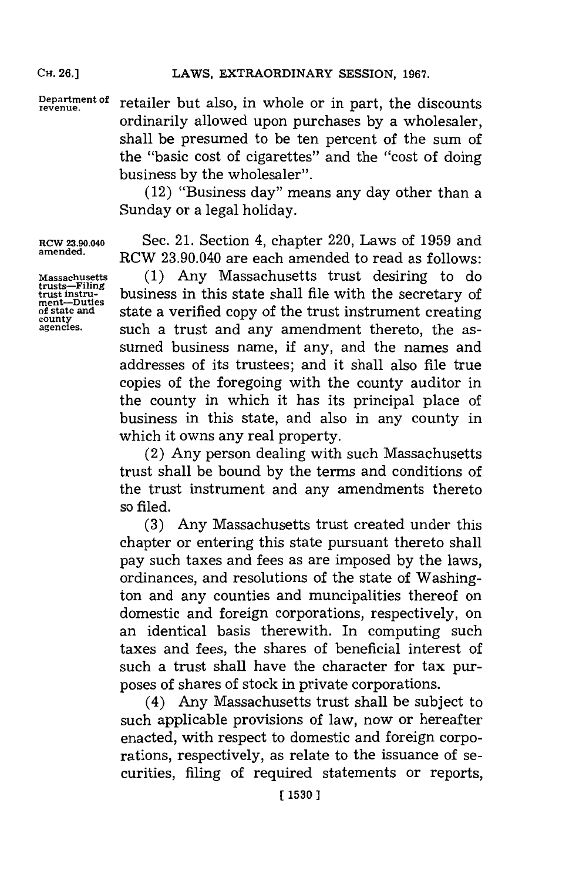Department of revenue.

retailer but also, in whole or in part, the discounts ordinarily allowed upon purchases by a wholesaler, shall be presumed to be ten percent of the sum of the "basic cost of cigarettes" and the "cost of doing business by the wholesaler".

(12) "Business day" means any day other than a Sunday or a legal holiday.

RCW 23.90.040 amended.

Sec. 21. Section 4, chapter 220, Laws of 1959 and RCW 23.90.040 are each amended to read as follows:

Massachusetts trusts—Filing trust instrument—Duties of state and county agencies.

(1) Any Massachusetts trust desiring to do business in this state shall file with the secretary of state a verified copy of the trust instrument creating such a trust and any amendment thereto, the assumed business name, if any, and the names and addresses of its trustees; and it shall also file true copies of the foregoing with the county auditor in the county in which it has its principal place of business in this state, and also in any county in which it owns any real property.

(2) Any person dealing with such Massachusetts trust shall be bound by the terms and conditions of the trust instrument and any amendments thereto so filed.

(3) Any Massachusetts trust created under this chapter or entering this state pursuant thereto shall pay such taxes and fees as are imposed by the laws, ordinances, and resolutions of the state of Washington and any counties and muncipalities thereof on domestic and foreign corporations, respectively, on an identical basis therewith. In computing such taxes and fees, the shares of beneficial interest of such a trust shall have the character for tax purposes of shares of stock in private corporations.

(4) Any Massachusetts trust shall be subject to such applicable provisions of law, now or hereafter enacted, with respect to domestic and foreign corporations, respectively, as relate to the issuance of securities, filing of required statements or reports,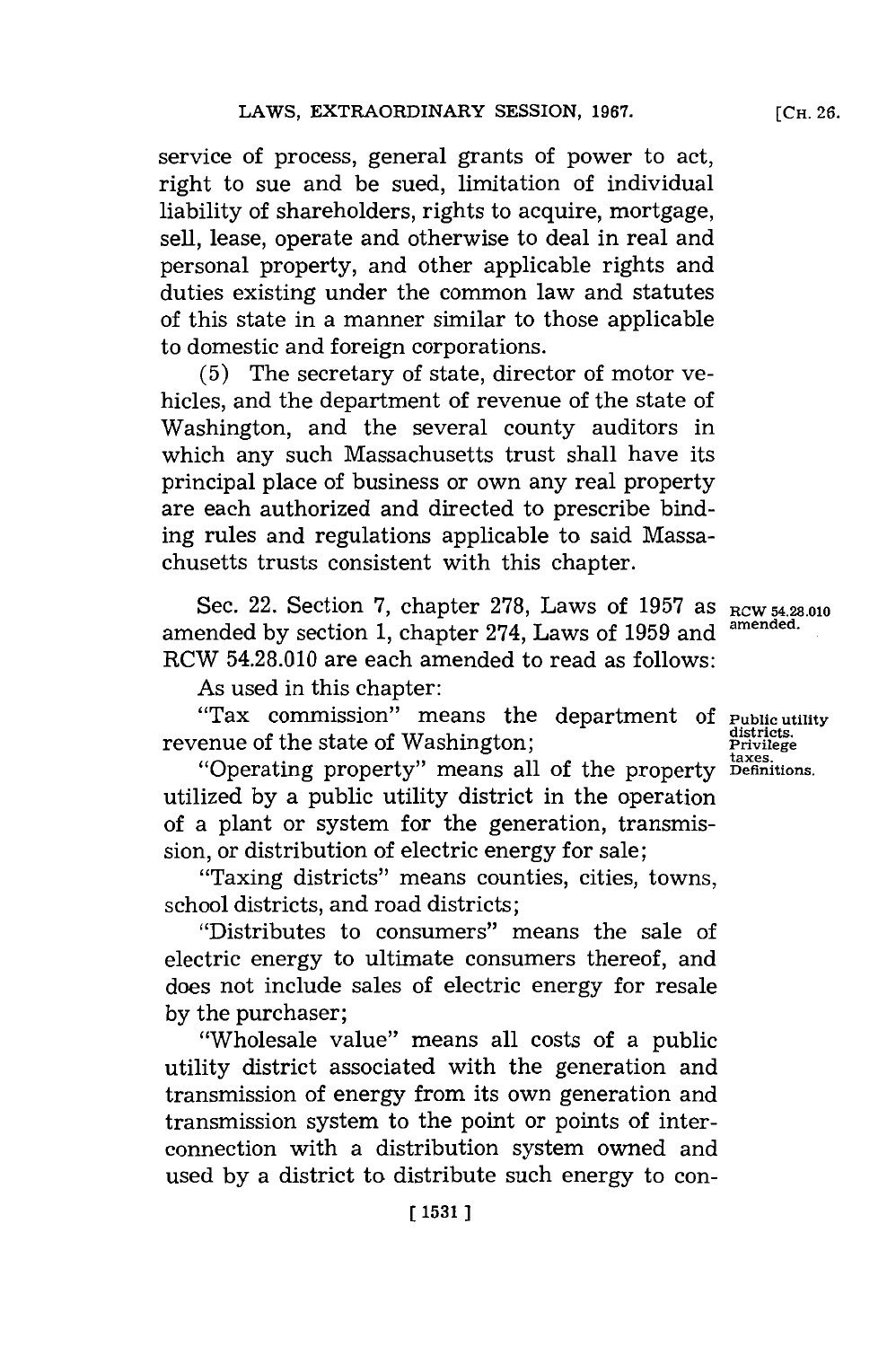service of process, general grants of power to act, right to sue and be sued, limitation of individual liability of shareholders, rights to acquire, mortgage, sell, lease, operate and otherwise to deal in real and personal property, and other applicable rights and duties existing under the common law and statutes of this state in a manner similar to those applicable to domestic and foreign corporations.

(5) The secretary of state, director of motor vehicles, and the department of revenue of the state of Washington, and the several county auditors in which any such Massachusetts trust shall have its principal place of business or own any real property are each authorized and directed to prescribe binding rules and regulations applicable to said Massachusetts trusts consistent with this chapter.

RCW 54.28.010 amended.

Sec. 22. Section 7, chapter 278, Laws of 1957 as amended by section 1, chapter 274, Laws of 1959 and RCW 54.28.010 are each amended to read as follows:

Public utility districts. Privilege taxes. Definitions.

As used in this chapter:

"Tax commission" means the department of revenue of the state of Washington;

"Operating property" means all of the property utilized by a public utility district in the operation of a plant or system for the generation, transmission, or distribution of electric energy for sale;

"Taxing districts" means counties, cities, towns, school districts, and road districts;

"Distributes to consumers" means the sale of electric energy to ultimate consumers thereof, and does not include sales of electric energy for resale by the purchaser;

"Wholesale value" means all costs of a public utility district associated with the generation and transmission of energy from its own generation and transmission system to the point or points of interconnection with a distribution system owned and used by a district to distribute such energy to con-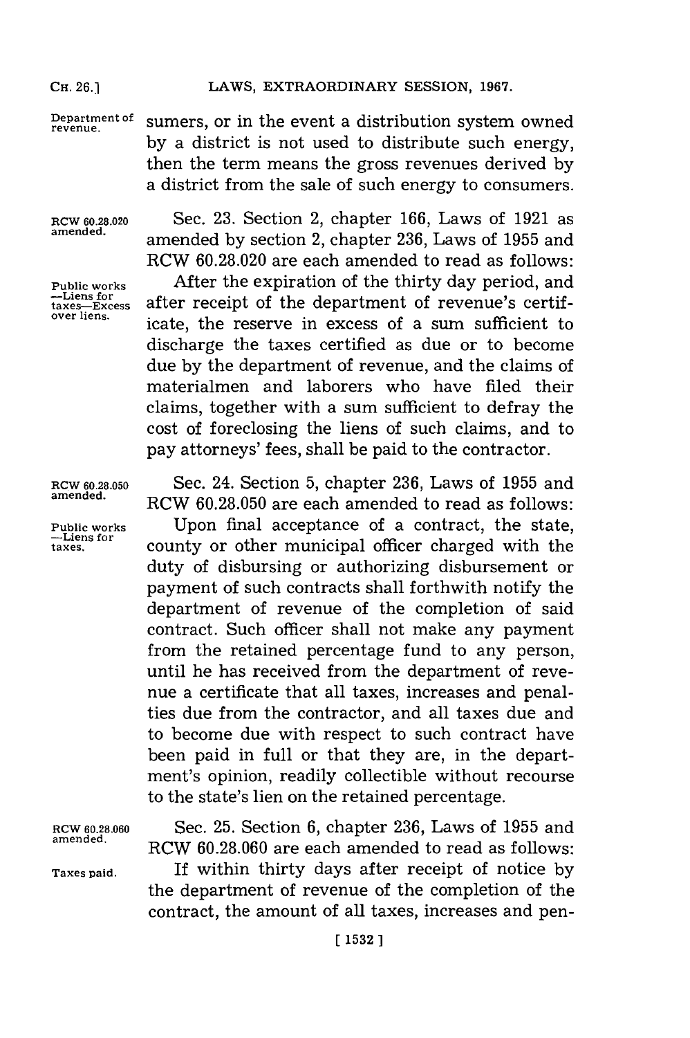Department of revenue.

sumers, or in the event a distribution system owned by a district is not used to distribute such energy, then the term means the gross revenues derived by a district from the sale of such energy to consumers.

RCW 60.28.020 amended.

Sec. 23. Section 2, chapter 166, Laws of 1921 as amended by section 2, chapter 236, Laws of 1955 and RCW 60.28.020 are each amended to read as follows:

Public works —Liens for taxes—Excess over liens.

After the expiration of the thirty day period, and after receipt of the department of revenue's certificate, the reserve in excess of a sum sufficient to discharge the taxes certified as due or to become due by the department of revenue, and the claims of materialmen and laborers who have filed their claims, together with a sum sufficient to defray the cost of foreclosing the liens of such claims, and to pay attorneys' fees, shall be paid to the contractor.

RCW 60.28.050 amended.

Sec. 24. Section 5, chapter 236, Laws of 1955 and RCW 60.28.050 are each amended to read as follows:

Public works —Liens for taxes.

Upon final acceptance of a contract, the state, county or other municipal officer charged with the duty of disbursing or authorizing disbursement or payment of such contracts shall forthwith notify the department of revenue of the completion of said contract. Such officer shall not make any payment from the retained percentage fund to any person, until he has received from the department of revenue a certificate that all taxes, increases and penalties due from the contractor, and all taxes due and to become due with respect to such contract have been paid in full or that they are, in the department's opinion, readily collectible without recourse to the state's lien on the retained percentage.

RCW 60.28.060 amended.

Sec. 25. Section 6, chapter 236, Laws of 1955 and RCW 60.28.060 are each amended to read as follows:

Taxes paid.

If within thirty days after receipt of notice by the department of revenue of the completion of the contract, the amount of all taxes, increases and pen-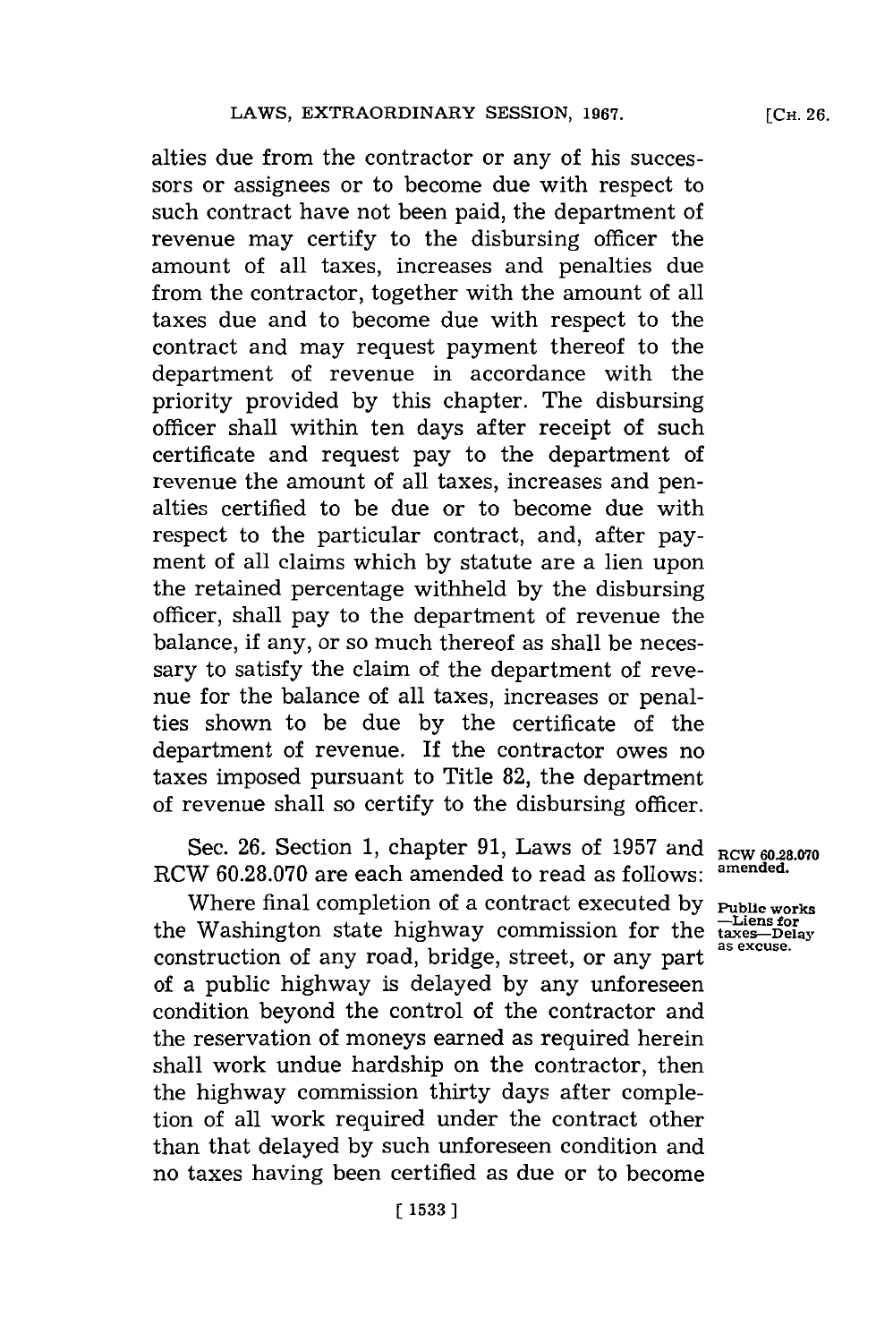alties due from the contractor or any of his successors or assignees or to become due with respect to such contract have not been paid, the department of revenue may certify to the disbursing officer the amount of all taxes, increases and penalties due from the contractor, together with the amount of all taxes due and to become due with respect to the contract and may request payment thereof to the department of revenue in accordance with the priority provided by this chapter. The disbursing officer shall within ten days after receipt of such certificate and request pay to the department of revenue the amount of all taxes, increases and penalties certified to be due or to become due with respect to the particular contract, and, after payment of all claims which by statute are a lien upon the retained percentage withheld by the disbursing officer, shall pay to the department of revenue the balance, if any, or so much thereof as shall be necessary to satisfy the claim of the department of revenue for the balance of all taxes, increases or penalties shown to be due by the certificate of the department of revenue. If the contractor owes no taxes imposed pursuant to Title 82, the department of revenue shall so certify to the disbursing officer.

Sec. 26. Section 1, chapter 91, Laws of 1957 and RCW 60.28.070 are each amended to read as follows:

**RCW 60.28.070 amended.**

**Public works —Liens for taxes—Delay as excuse.**

Where final completion of a contract executed by the Washington state highway commission for the construction of any road, bridge, street, or any part of a public highway is delayed by any unforeseen condition beyond the control of the contractor and the reservation of moneys earned as required herein shall work undue hardship on the contractor, then the highway commission thirty days after completion of all work required under the contract other than that delayed by such unforeseen condition and no taxes having been certified as due or to become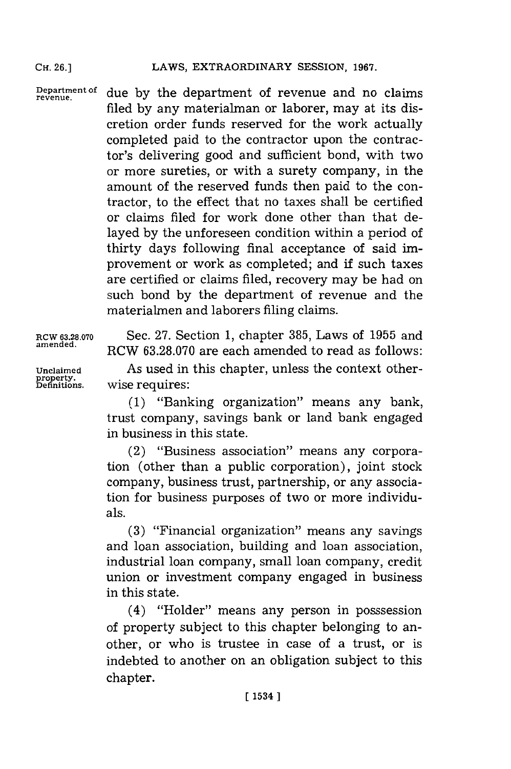Department of revenue.

due by the department of revenue and no claims filed by any materialman or laborer, may at its discretion order funds reserved for the work actually completed paid to the contractor upon the contractor's delivering good and sufficient bond, with two or more sureties, or with a surety company, in the amount of the reserved funds then paid to the contractor, to the effect that no taxes shall be certified or claims filed for work done other than that delayed by the unforeseen condition within a period of thirty days following final acceptance of said improvement or work as completed; and if such taxes are certified or claims filed, recovery may be had on such bond by the department of revenue and the materialmen and laborers filing claims.

RCW 63.28.070 amended.

Sec. 27. Section 1, chapter 385, Laws of 1955 and RCW 63.28.070 are each amended to read as follows:

Unclaimed property. Definitions.

As used in this chapter, unless the context otherwise requires:

(1) "Banking organization" means any bank, trust company, savings bank or land bank engaged in business in this state.

(2) "Business association" means any corporation (other than a public corporation), joint stock company, business trust, partnership, or any association for business purposes of two or more individuals.

(3) "Financial organization" means any savings and loan association, building and loan association, industrial loan company, small loan company, credit union or investment company engaged in business in this state.

(4) "Holder" means any person in posssession of property subject to this chapter belonging to another, or who is trustee in case of a trust, or is indebted to another on an obligation subject to this chapter.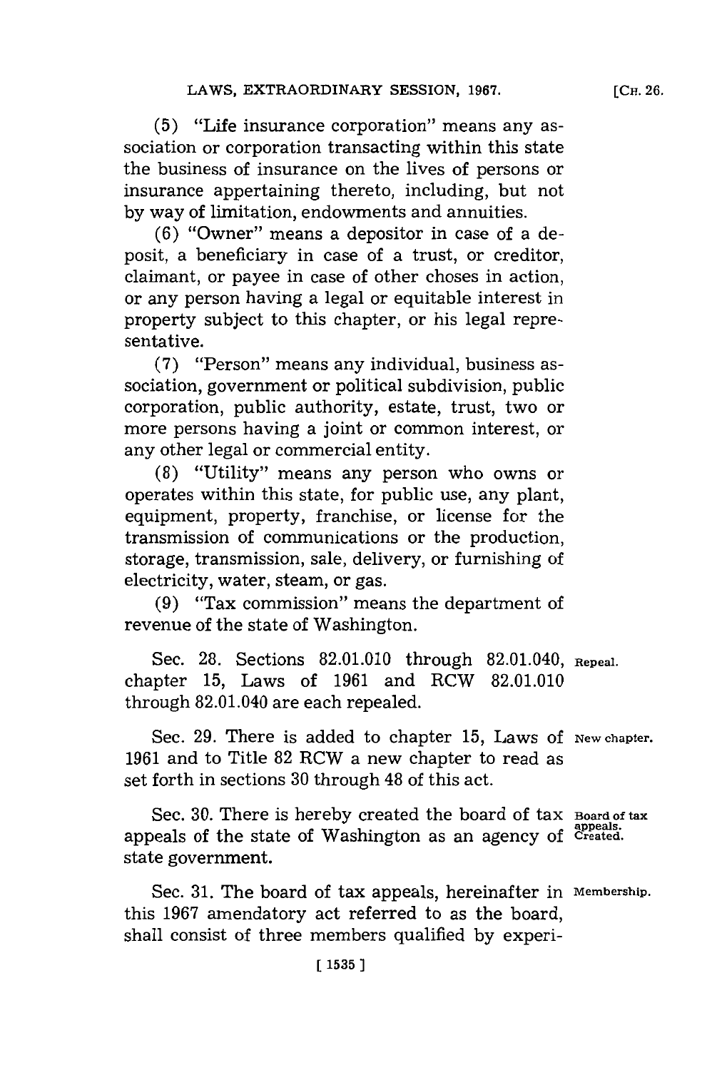(5) "Life insurance corporation" means any association or corporation transacting within this state the business of insurance on the lives of persons or insurance appertaining thereto, including, but not by way of limitation, endowments and annuities.

(6) "Owner" means a depositor in case of a deposit, a beneficiary in case of a trust, or creditor, claimant, or payee in case of other choses in action, or any person having a legal or equitable interest in property subject to this chapter, or his legal representative.

(7) "Person" means any individual, business association, government or political subdivision, public corporation, public authority, estate, trust, two or more persons having a joint or common interest, or any other legal or commercial entity.

(8) "Utility" means any person who owns or operates within this state, for public use, any plant, equipment, property, franchise, or license for the transmission of communications or the production, storage, transmission, sale, delivery, or furnishing of electricity, water, steam, or gas.

(9) "Tax commission" means the department of revenue of the state of Washington.

**Repeal.** Sec. 28. Sections 82.01.010 through 82.01.040, chapter 15, Laws of 1961 and RCW 82.01.010 through 82.01.040 are each repealed.

**New chapter.** Sec. 29. There is added to chapter 15, Laws of 1961 and to Title 82 RCW a new chapter to read as set forth in sections 30 through 48 of this act.

**Board of tax appeals. Created.** Sec. 30. There is hereby created the board of tax appeals of the state of Washington as an agency of state government.

**Membership.** Sec. 31. The board of tax appeals, hereinafter in this 1967 amendatory act referred to as the board, shall consist of three members qualified by experi-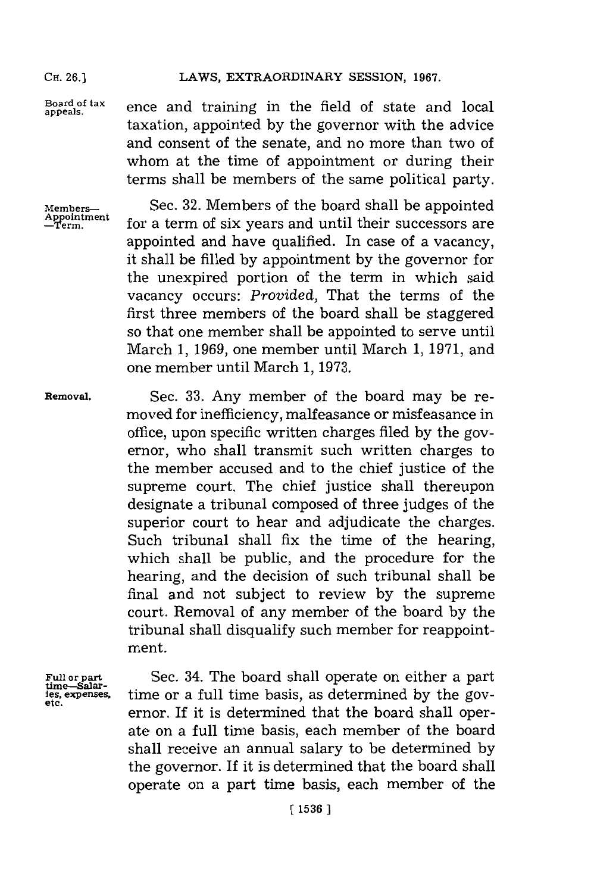ence and training in the field of state and local taxation, appointed by the governor with the advice and consent of the senate, and no more than two of whom at the time of appointment or during their terms shall be members of the same political party.

Members—Appointment—Term.

Sec. 32. Members of the board shall be appointed for a term of six years and until their successors are appointed and have qualified. In case of a vacancy, it shall be filled by appointment by the governor for the unexpired portion of the term in which said vacancy occurs: *Provided,* That the terms of the first three members of the board shall be staggered so that one member shall be appointed to serve until March 1, 1969, one member until March 1, 1971, and one member until March 1, 1973.

Removal.

Sec. 33. Any member of the board may be removed for inefficiency, malfeasance or misfeasance in office, upon specific written charges filed by the governor, who shall transmit such written charges to the member accused and to the chief justice of the supreme court. The chief justice shall thereupon designate a tribunal composed of three judges of the superior court to hear and adjudicate the charges. Such tribunal shall fix the time of the hearing, which shall be public, and the procedure for the hearing, and the decision of such tribunal shall be final and not subject to review by the supreme court. Removal of any member of the board by the tribunal shall disqualify such member for reappointment.

Full or part time—Salaries, expenses, etc.

Sec. 34. The board shall operate on either a part time or a full time basis, as determined by the governor. If it is determined that the board shall operate on a full time basis, each member of the board shall receive an annual salary to be determined by the governor. If it is determined that the board shall operate on a part time basis, each member of the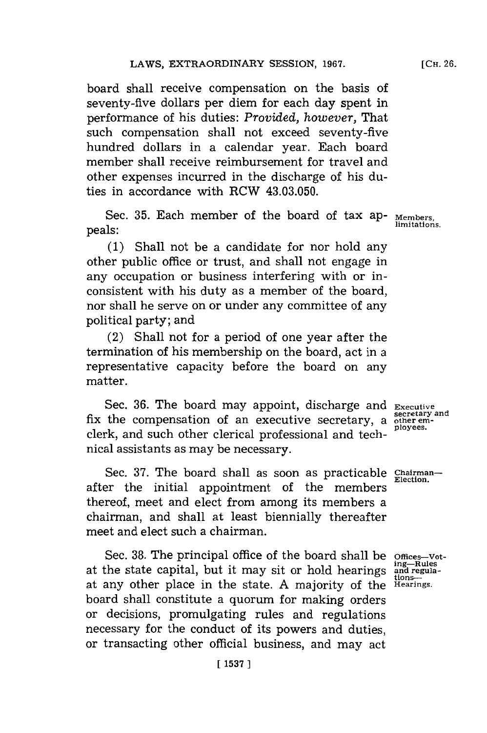board shall receive compensation on the basis of seventy-five dollars per diem for each day spent in performance of his duties: *Provided, however,* That such compensation shall not exceed seventy-five hundred dollars in a calendar year. Each board member shall receive reimbursement for travel and other expenses incurred in the discharge of his duties in accordance with RCW 43.03.050.

**Members, limitations.**

Sec. 35. Each member of the board of tax appeals:

(1) Shall not be a candidate for nor hold any other public office or trust, and shall not engage in any occupation or business interfering with or inconsistent with his duty as a member of the board, nor shall he serve on or under any committee of any political party; and

(2) Shall not for a period of one year after the termination of his membership on the board, act in a representative capacity before the board on any matter.

**Executive secretary and other employees.**

Sec. 36. The board may appoint, discharge and fix the compensation of an executive secretary, a clerk, and such other clerical professional and technical assistants as may be necessary.

**Chairman—Election.**

Sec. 37. The board shall as soon as practicable after the initial appointment of the members thereof, meet and elect from among its members a chairman, and shall at least biennially thereafter meet and elect such a chairman.

**Offices—Voting—Rules and regulations—Hearings.**

Sec. 38. The principal office of the board shall be at the state capital, but it may sit or hold hearings at any other place in the state. A majority of the board shall constitute a quorum for making orders or decisions, promulgating rules and regulations necessary for the conduct of its powers and duties, or transacting other official business, and may act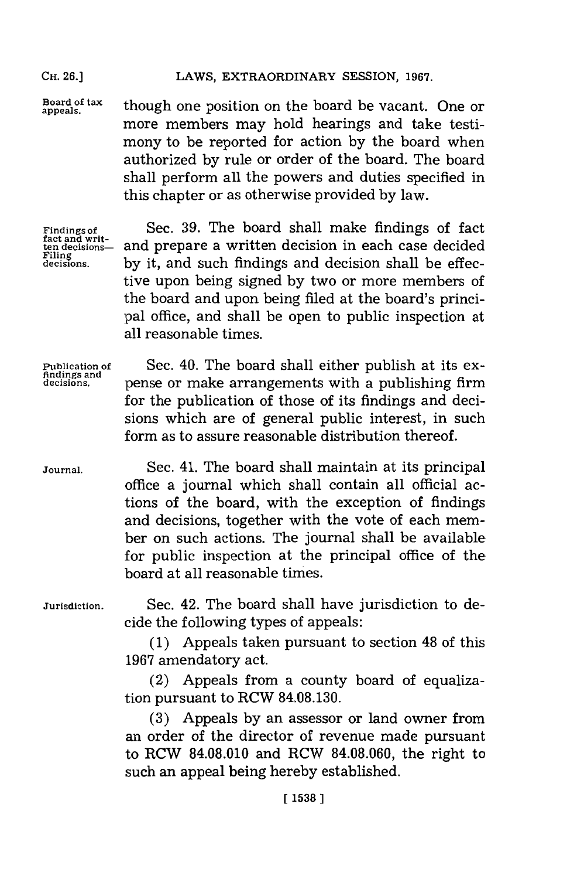though one position on the board be vacant. One or more members may hold hearings and take testimony to be reported for action by the board when authorized by rule or order of the board. The board shall perform all the powers and duties specified in this chapter or as otherwise provided by law.

*Findings of fact and written decisions—Filing decisions.*

Sec. 39. The board shall make findings of fact and prepare a written decision in each case decided by it, and such findings and decision shall be effective upon being signed by two or more members of the board and upon being filed at the board's principal office, and shall be open to public inspection at all reasonable times.

*Publication of findings and decisions.*

Sec. 40. The board shall either publish at its expense or make arrangements with a publishing firm for the publication of those of its findings and decisions which are of general public interest, in such form as to assure reasonable distribution thereof.

*Journal.*

Sec. 41. The board shall maintain at its principal office a journal which shall contain all official actions of the board, with the exception of findings and decisions, together with the vote of each member on such actions. The journal shall be available for public inspection at the principal office of the board at all reasonable times.

*Jurisdiction.*

Sec. 42. The board shall have jurisdiction to decide the following types of appeals:

(1) Appeals taken pursuant to section 48 of this 1967 amendatory act.

(2) Appeals from a county board of equalization pursuant to RCW 84.08.130.

(3) Appeals by an assessor or land owner from an order of the director of revenue made pursuant to RCW 84.08.010 and RCW 84.08.060, the right to such an appeal being hereby established.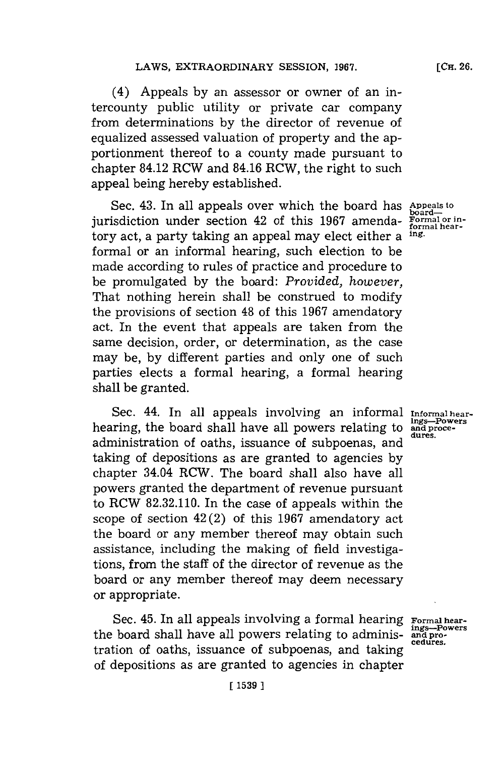(4) Appeals by an assessor or owner of an intercounty public utility or private car company from determinations by the director of revenue of equalized assessed valuation of property and the apportionment thereof to a county made pursuant to chapter 84.12 RCW and 84.16 RCW, the right to such appeal being hereby established.

Appeals to board—Formal or informal hearing.

Sec. 43. In all appeals over which the board has jurisdiction under section 42 of this 1967 amendatory act, a party taking an appeal may elect either a formal or an informal hearing, such election to be made according to rules of practice and procedure to be promulgated by the board: *Provided, however,* That nothing herein shall be construed to modify the provisions of section 48 of this 1967 amendatory act. In the event that appeals are taken from the same decision, order, or determination, as the case may be, by different parties and only one of such parties elects a formal hearing, a formal hearing shall be granted.

Informal hearings—Powers and procedures.

Sec. 44. In all appeals involving an informal hearing, the board shall have all powers relating to administration of oaths, issuance of subpoenas, and taking of depositions as are granted to agencies by chapter 34.04 RCW. The board shall also have all powers granted the department of revenue pursuant to RCW 82.32.110. In the case of appeals within the scope of section 42(2) of this 1967 amendatory act the board or any member thereof may obtain such assistance, including the making of field investigations, from the staff of the director of revenue as the board or any member thereof may deem necessary or appropriate.

Formal hearings—Powers and procedures.

Sec. 45. In all appeals involving a formal hearing the board shall have all powers relating to administration of oaths, issuance of subpoenas, and taking of depositions as are granted to agencies in chapter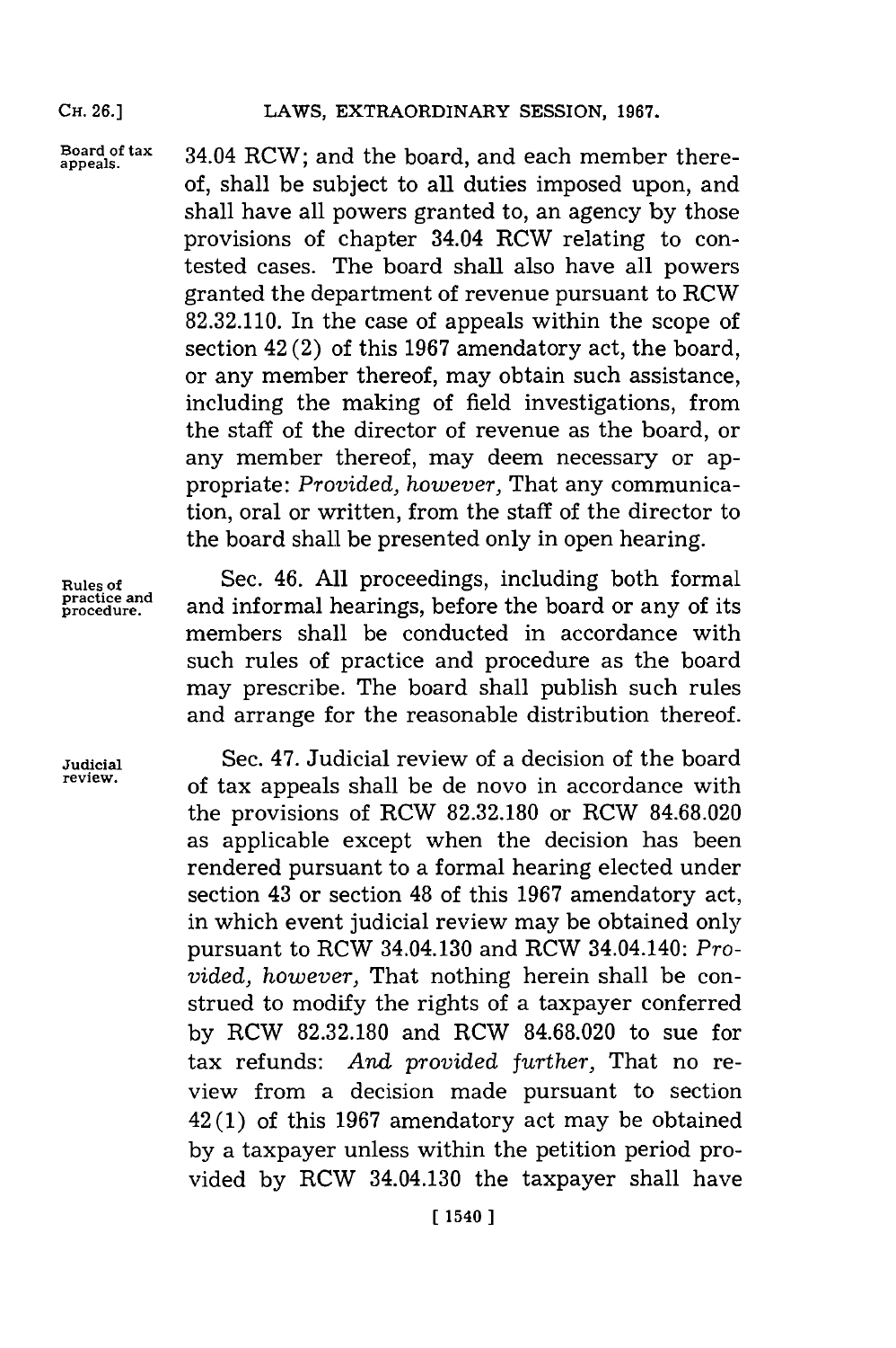Board of tax appeals.

34.04 RCW; and the board, and each member thereof, shall be subject to all duties imposed upon, and shall have all powers granted to, an agency by those provisions of chapter 34.04 RCW relating to contested cases. The board shall also have all powers granted the department of revenue pursuant to RCW 82.32.110. In the case of appeals within the scope of section 42(2) of this 1967 amendatory act, the board, or any member thereof, may obtain such assistance, including the making of field investigations, from the staff of the director of revenue as the board, or any member thereof, may deem necessary or appropriate: *Provided, however,* That any communication, oral or written, from the staff of the director to the board shall be presented only in open hearing.

Rules of practice and procedure.

Sec. 46. All proceedings, including both formal and informal hearings, before the board or any of its members shall be conducted in accordance with such rules of practice and procedure as the board may prescribe. The board shall publish such rules and arrange for the reasonable distribution thereof.

Judicial review.

Sec. 47. Judicial review of a decision of the board of tax appeals shall be de novo in accordance with the provisions of RCW 82.32.180 or RCW 84.68.020 as applicable except when the decision has been rendered pursuant to a formal hearing elected under section 43 or section 48 of this 1967 amendatory act, in which event judicial review may be obtained only pursuant to RCW 34.04.130 and RCW 34.04.140: *Provided, however,* That nothing herein shall be construed to modify the rights of a taxpayer conferred by RCW 82.32.180 and RCW 84.68.020 to sue for tax refunds: *And provided further,* That no review from a decision made pursuant to section 42(1) of this 1967 amendatory act may be obtained by a taxpayer unless within the petition period provided by RCW 34.04.130 the taxpayer shall have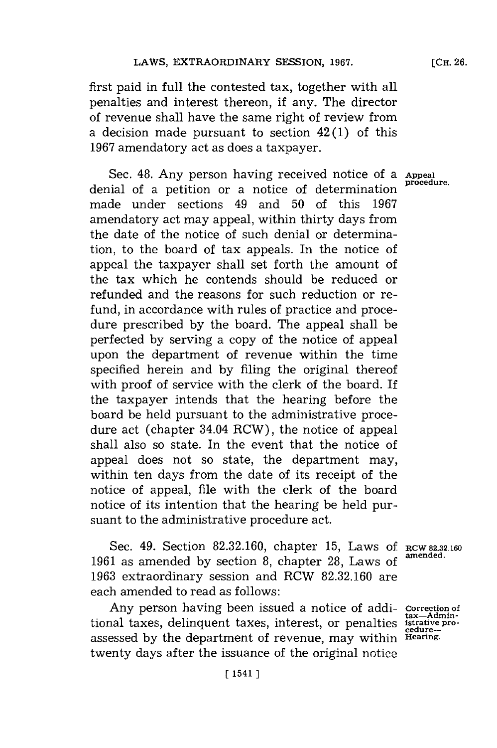first paid in full the contested tax, together with all penalties and interest thereon, if any. The director of revenue shall have the same right of review from a decision made pursuant to section 42(1) of this 1967 amendatory act as does a taxpayer.

**Appeal procedure.**

Sec. 48. Any person having received notice of a denial of a petition or a notice of determination made under sections 49 and 50 of this 1967 amendatory act may appeal, within thirty days from the date of the notice of such denial or determination, to the board of tax appeals. In the notice of appeal the taxpayer shall set forth the amount of the tax which he contends should be reduced or refunded and the reasons for such reduction or refund, in accordance with rules of practice and procedure prescribed by the board. The appeal shall be perfected by serving a copy of the notice of appeal upon the department of revenue within the time specified herein and by filing the original thereof with proof of service with the clerk of the board. If the taxpayer intends that the hearing before the board be held pursuant to the administrative procedure act (chapter 34.04 RCW), the notice of appeal shall also so state. In the event that the notice of appeal does not so state, the department may, within ten days from the date of its receipt of the notice of appeal, file with the clerk of the board notice of its intention that the hearing be held pursuant to the administrative procedure act.

**RCW 82.32.160 amended.**

Sec. 49. Section 82.32.160, chapter 15, Laws of 1961 as amended by section 8, chapter 28, Laws of 1963 extraordinary session and RCW 82.32.160 are each amended to read as follows:

**Correction of tax—Administrative procedure—Hearing.**

Any person having been issued a notice of additional taxes, delinquent taxes, interest, or penalties assessed by the department of revenue, may within twenty days after the issuance of the original notice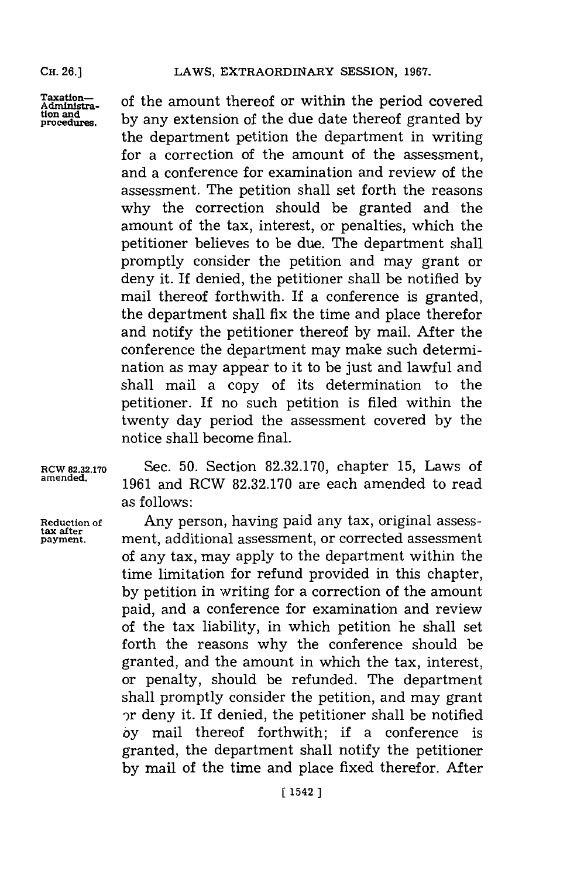Taxation—Administration and procedures.

of the amount thereof or within the period covered by any extension of the due date thereof granted by the department petition the department in writing for a correction of the amount of the assessment, and a conference for examination and review of the assessment. The petition shall set forth the reasons why the correction should be granted and the amount of the tax, interest, or penalties, which the petitioner believes to be due. The department shall promptly consider the petition and may grant or deny it. If denied, the petitioner shall be notified by mail thereof forthwith. If a conference is granted, the department shall fix the time and place therefor and notify the petitioner thereof by mail. After the conference the department may make such determination as may appear to it to be just and lawful and shall mail a copy of its determination to the petitioner. If no such petition is filed within the twenty day period the assessment covered by the notice shall become final.

RCW 82.32.170 amended.

Sec. 50. Section 82.32.170, chapter 15, Laws of 1961 and RCW 82.32.170 are each amended to read as follows:

Reduction of tax after payment.

Any person, having paid any tax, original assessment, additional assessment, or corrected assessment of any tax, may apply to the department within the time limitation for refund provided in this chapter, by petition in writing for a correction of the amount paid, and a conference for examination and review of the tax liability, in which petition he shall set forth the reasons why the conference should be granted, and the amount in which the tax, interest, or penalty, should be refunded. The department shall promptly consider the petition, and may grant or deny it. If denied, the petitioner shall be notified by mail thereof forthwith; if a conference is granted, the department shall notify the petitioner by mail of the time and place fixed therefor. After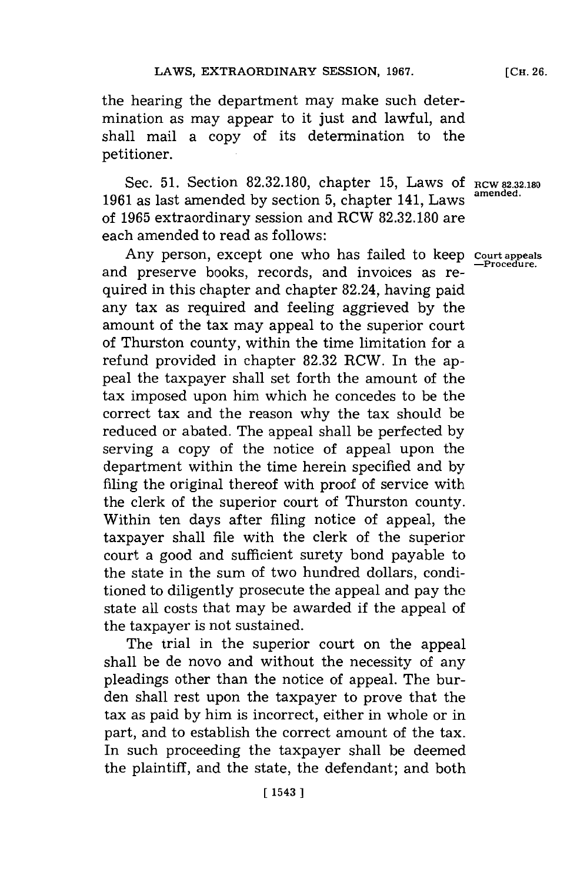the hearing the department may make such determination as may appear to it just and lawful, and shall mail a copy of its determination to the petitioner.

Sec. 51. Section 82.32.180, chapter 15, Laws of 1961 as last amended by section 5, chapter 141, Laws of 1965 extraordinary session and RCW 82.32.180 are each amended to read as follows:

**RCW 82.32.180 amended.**

**Court appeals —Procedure.**

Any person, except one who has failed to keep and preserve books, records, and invoices as required in this chapter and chapter 82.24, having paid any tax as required and feeling aggrieved by the amount of the tax may appeal to the superior court of Thurston county, within the time limitation for a refund provided in chapter 82.32 RCW. In the appeal the taxpayer shall set forth the amount of the tax imposed upon him which he concedes to be the correct tax and the reason why the tax should be reduced or abated. The appeal shall be perfected by serving a copy of the notice of appeal upon the department within the time herein specified and by filing the original thereof with proof of service with the clerk of the superior court of Thurston county. Within ten days after filing notice of appeal, the taxpayer shall file with the clerk of the superior court a good and sufficient surety bond payable to the state in the sum of two hundred dollars, conditioned to diligently prosecute the appeal and pay the state all costs that may be awarded if the appeal of the taxpayer is not sustained.

The trial in the superior court on the appeal shall be de novo and without the necessity of any pleadings other than the notice of appeal. The burden shall rest upon the taxpayer to prove that the tax as paid by him is incorrect, either in whole or in part, and to establish the correct amount of the tax. In such proceeding the taxpayer shall be deemed the plaintiff, and the state, the defendant; and both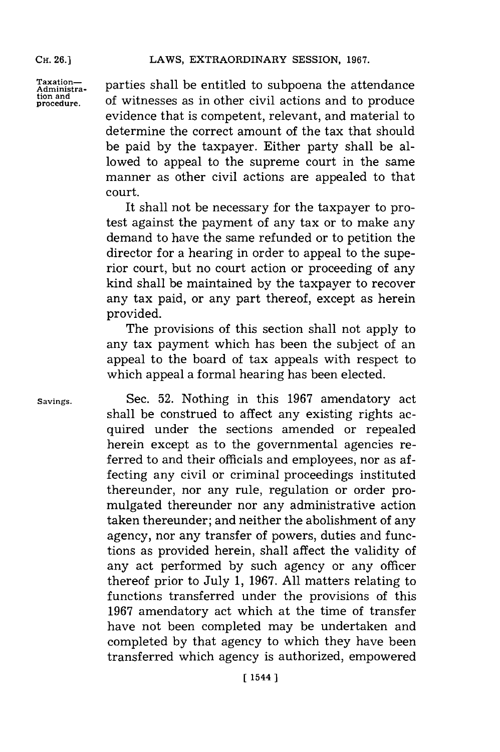parties shall be entitled to subpoena the attendance of witnesses as in other civil actions and to produce evidence that is competent, relevant, and material to determine the correct amount of the tax that should be paid by the taxpayer. Either party shall be allowed to appeal to the supreme court in the same manner as other civil actions are appealed to that court.

It shall not be necessary for the taxpayer to protest against the payment of any tax or to make any demand to have the same refunded or to petition the director for a hearing in order to appeal to the superior court, but no court action or proceeding of any kind shall be maintained by the taxpayer to recover any tax paid, or any part thereof, except as herein provided.

The provisions of this section shall not apply to any tax payment which has been the subject of an appeal to the board of tax appeals with respect to which appeal a formal hearing has been elected.

Savings.

Sec. 52. Nothing in this 1967 amendatory act shall be construed to affect any existing rights acquired under the sections amended or repealed herein except as to the governmental agencies referred to and their officials and employees, nor as affecting any civil or criminal proceedings instituted thereunder, nor any rule, regulation or order promulgated thereunder nor any administrative action taken thereunder; and neither the abolishment of any agency, nor any transfer of powers, duties and functions as provided herein, shall affect the validity of any act performed by such agency or any officer thereof prior to July 1, 1967. All matters relating to functions transferred under the provisions of this 1967 amendatory act which at the time of transfer have not been completed may be undertaken and completed by that agency to which they have been transferred which agency is authorized, empowered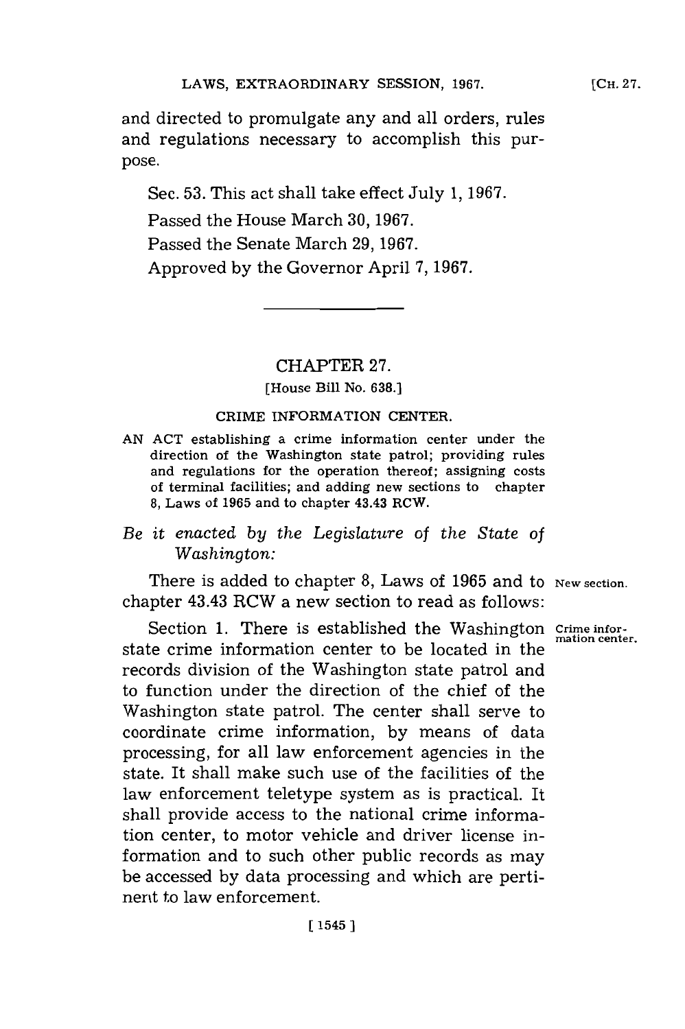and directed to promulgate any and all orders, rules and regulations necessary to accomplish this purpose.

Sec. 53. This act shall take effect July 1, 1967.

Passed the House March 30, 1967.

Passed the Senate March 29, 1967.

Approved by the Governor April 7, 1967.

---

# CHAPTER 27.

[House Bill No. 638.]

## CRIME INFORMATION CENTER.

AN ACT establishing a crime information center under the direction of the Washington state patrol; providing rules and regulations for the operation thereof; assigning costs of terminal facilities; and adding new sections to chapter 8, Laws of 1965 and to chapter 43.43 RCW.

*Be it enacted by the Legislature of the State of Washington:*

New section.

There is added to chapter 8, Laws of 1965 and to chapter 43.43 RCW a new section to read as follows:

Crime information center.

Section 1. There is established the Washington state crime information center to be located in the records division of the Washington state patrol and to function under the direction of the chief of the Washington state patrol. The center shall serve to coordinate crime information, by means of data processing, for all law enforcement agencies in the state. It shall make such use of the facilities of the law enforcement teletype system as is practical. It shall provide access to the national crime information center, to motor vehicle and driver license information and to such other public records as may be accessed by data processing and which are pertinent to law enforcement.